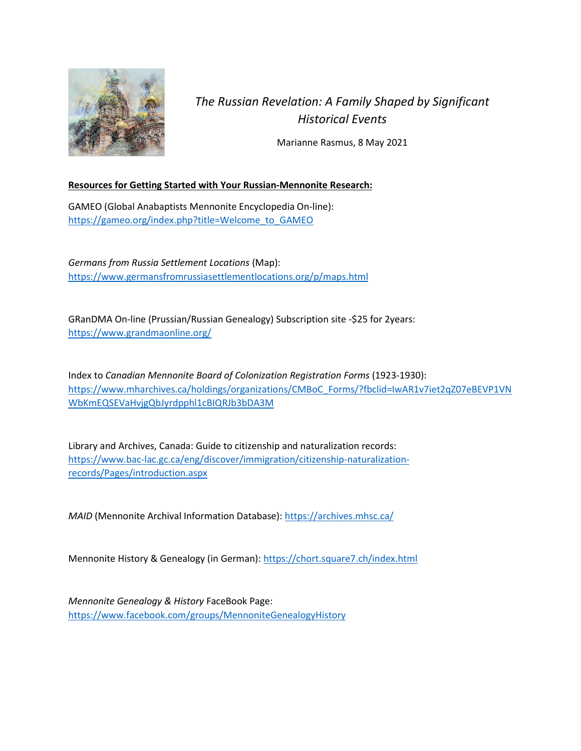# *The Russian Revelation: A Family Shaped by Significant Historical Events*

Marianne Rasmus, 8 May 2021

**Resources for Getting Started with Your Russian-Mennonite Research:**

GAMEO (Global Anabaptists Mennonite Encyclopedia On-line):
https://gameo.org/index.php?title=Welcome_to_GAMEO

*Germans from Russia Settlement Locations* (Map):
https://www.germansfromrussiasettlementlocations.org/p/maps.html

GRanDMA On-line (Prussian/Russian Genealogy) Subscription site -$25 for 2years:
https://www.grandmaonline.org/

Index to *Canadian Mennonite Board of Colonization Registration Forms* (1923-1930):
https://www.mharchives.ca/holdings/organizations/CMBoC_Forms/?fbclid=IwAR1v7iet2qZ07eBEVP1VNWbKmEQSEVaHvjgQbJyrdpphl1cBIQRJb3bDA3M

Library and Archives, Canada: Guide to citizenship and naturalization records:
https://www.bac-lac.gc.ca/eng/discover/immigration/citizenship-naturalization-records/Pages/introduction.aspx

*MAID* (Mennonite Archival Information Database): https://archives.mhsc.ca/

Mennonite History & Genealogy (in German): https://chort.square7.ch/index.html

*Mennonite Genealogy & History* FaceBook Page:
https://www.facebook.com/groups/MennoniteGenealogyHistory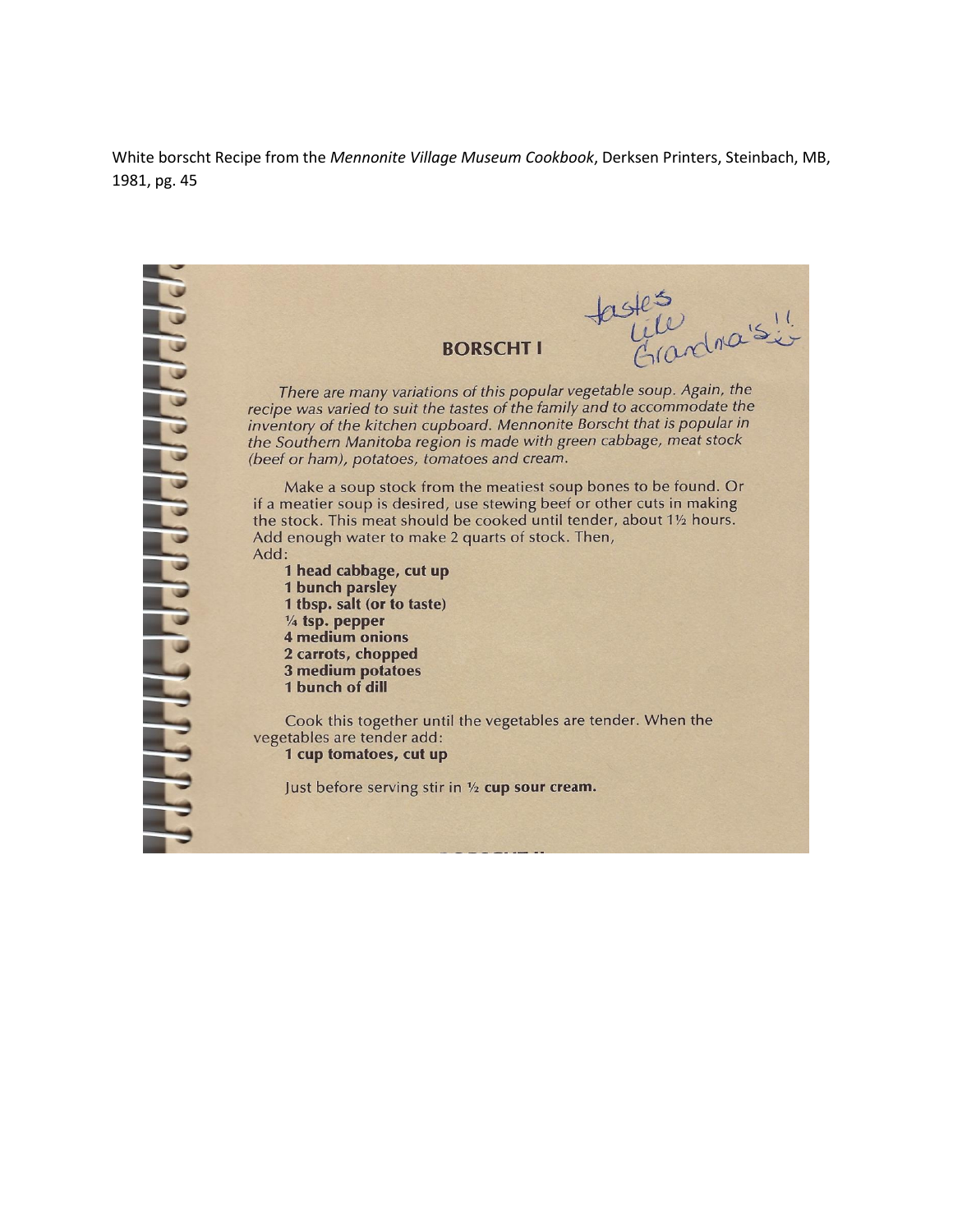White borscht Recipe from the *Mennonite Village Museum Cookbook*, Derksen Printers, Steinbach, MB, 1981, pg. 45

## BORSCHT I

tastes like Grandma's!!

*There are many variations of this popular vegetable soup. Again, the recipe was varied to suit the tastes of the family and to accommodate the inventory of the kitchen cupboard. Mennonite Borscht that is popular in the Southern Manitoba region is made with green cabbage, meat stock (beef or ham), potatoes, tomatoes and cream.*

Make a soup stock from the meatiest soup bones to be found. Or if a meatier soup is desired, use stewing beef or other cuts in making the stock. This meat should be cooked until tender, about 1½ hours. Add enough water to make 2 quarts of stock. Then,

Add:

**1 head cabbage, cut up**
**1 bunch parsley**
**1 tbsp. salt (or to taste)**
**¼ tsp. pepper**
**4 medium onions**
**2 carrots, chopped**
**3 medium potatoes**
**1 bunch of dill**

Cook this together until the vegetables are tender. When the vegetables are tender add:

**1 cup tomatoes, cut up**

Just before serving stir in **½ cup sour cream.**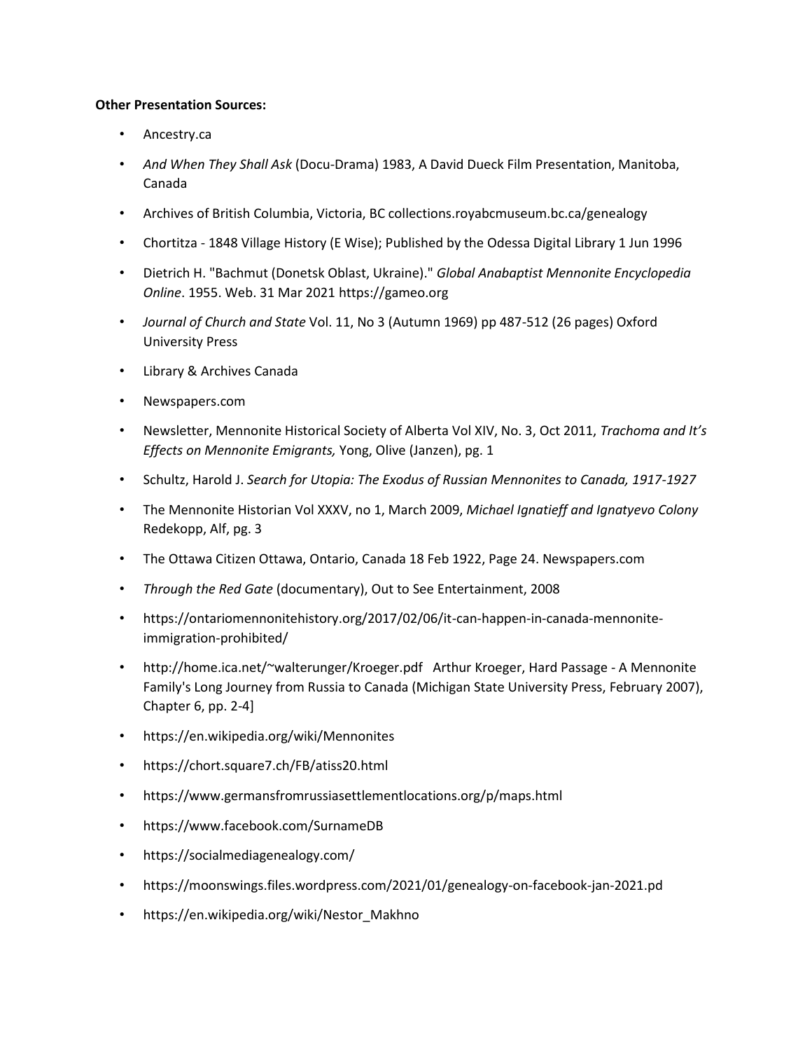**Other Presentation Sources:**

- Ancestry.ca
- *And When They Shall Ask* (Docu-Drama) 1983, A David Dueck Film Presentation, Manitoba, Canada
- Archives of British Columbia, Victoria, BC collections.royabcmuseum.bc.ca/genealogy
- Chortitza - 1848 Village History (E Wise); Published by the Odessa Digital Library 1 Jun 1996
- Dietrich H. "Bachmut (Donetsk Oblast, Ukraine)." *Global Anabaptist Mennonite Encyclopedia Online*. 1955. Web. 31 Mar 2021 https://gameo.org
- *Journal of Church and State* Vol. 11, No 3 (Autumn 1969) pp 487-512 (26 pages) Oxford University Press
- Library & Archives Canada
- Newspapers.com
- Newsletter, Mennonite Historical Society of Alberta Vol XIV, No. 3, Oct 2011, *Trachoma and It's Effects on Mennonite Emigrants,* Yong, Olive (Janzen), pg. 1
- Schultz, Harold J. *Search for Utopia: The Exodus of Russian Mennonites to Canada, 1917-1927*
- The Mennonite Historian Vol XXXV, no 1, March 2009, *Michael Ignatieff and Ignatyevo Colony* Redekopp, Alf, pg. 3
- The Ottawa Citizen Ottawa, Ontario, Canada 18 Feb 1922, Page 24. Newspapers.com
- *Through the Red Gate* (documentary), Out to See Entertainment, 2008
- https://ontariomennonitehistory.org/2017/02/06/it-can-happen-in-canada-mennonite-immigration-prohibited/
- http://home.ica.net/~walterunger/Kroeger.pdf Arthur Kroeger, Hard Passage - A Mennonite Family's Long Journey from Russia to Canada (Michigan State University Press, February 2007), Chapter 6, pp. 2-4]
- https://en.wikipedia.org/wiki/Mennonites
- https://chort.square7.ch/FB/atiss20.html
- https://www.germansfromrussiasettlementlocations.org/p/maps.html
- https://www.facebook.com/SurnameDB
- https://socialmediagenealogy.com/
- https://moonswings.files.wordpress.com/2021/01/genealogy-on-facebook-jan-2021.pd
- https://en.wikipedia.org/wiki/Nestor_Makhno